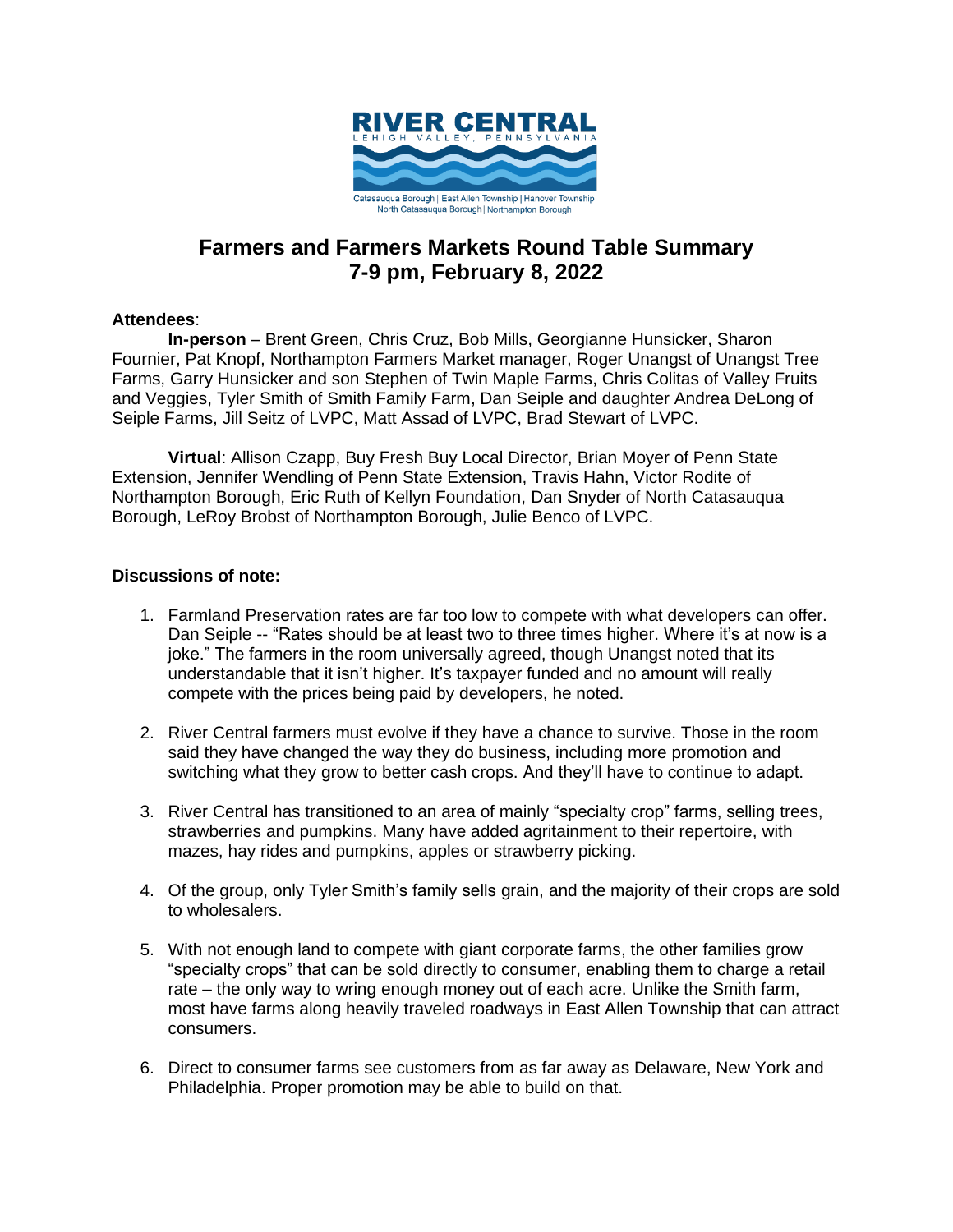RIVER CENTRAL

LEHIGH VALLEY, PENNSYLVANIA

Catasauqua Borough | East Allen Township | Hanover Township
North Catasauqua Borough | Northampton Borough

# Farmers and Farmers Markets Round Table Summary
# 7-9 pm, February 8, 2022

**Attendees**:

**In-person** – Brent Green, Chris Cruz, Bob Mills, Georgianne Hunsicker, Sharon Fournier, Pat Knopf, Northampton Farmers Market manager, Roger Unangst of Unangst Tree Farms, Garry Hunsicker and son Stephen of Twin Maple Farms, Chris Colitas of Valley Fruits and Veggies, Tyler Smith of Smith Family Farm, Dan Seiple and daughter Andrea DeLong of Seiple Farms, Jill Seitz of LVPC, Matt Assad of LVPC, Brad Stewart of LVPC.

**Virtual**: Allison Czapp, Buy Fresh Buy Local Director, Brian Moyer of Penn State Extension, Jennifer Wendling of Penn State Extension, Travis Hahn, Victor Rodite of Northampton Borough, Eric Ruth of Kellyn Foundation, Dan Snyder of North Catasauqua Borough, LeRoy Brobst of Northampton Borough, Julie Benco of LVPC.

**Discussions of note:**

1. Farmland Preservation rates are far too low to compete with what developers can offer. Dan Seiple -- "Rates should be at least two to three times higher. Where it's at now is a joke." The farmers in the room universally agreed, though Unangst noted that its understandable that it isn't higher. It's taxpayer funded and no amount will really compete with the prices being paid by developers, he noted.

2. River Central farmers must evolve if they have a chance to survive. Those in the room said they have changed the way they do business, including more promotion and switching what they grow to better cash crops. And they'll have to continue to adapt.

3. River Central has transitioned to an area of mainly "specialty crop" farms, selling trees, strawberries and pumpkins. Many have added agritainment to their repertoire, with mazes, hay rides and pumpkins, apples or strawberry picking.

4. Of the group, only Tyler Smith's family sells grain, and the majority of their crops are sold to wholesalers.

5. With not enough land to compete with giant corporate farms, the other families grow "specialty crops" that can be sold directly to consumer, enabling them to charge a retail rate – the only way to wring enough money out of each acre. Unlike the Smith farm, most have farms along heavily traveled roadways in East Allen Township that can attract consumers.

6. Direct to consumer farms see customers from as far away as Delaware, New York and Philadelphia. Proper promotion may be able to build on that.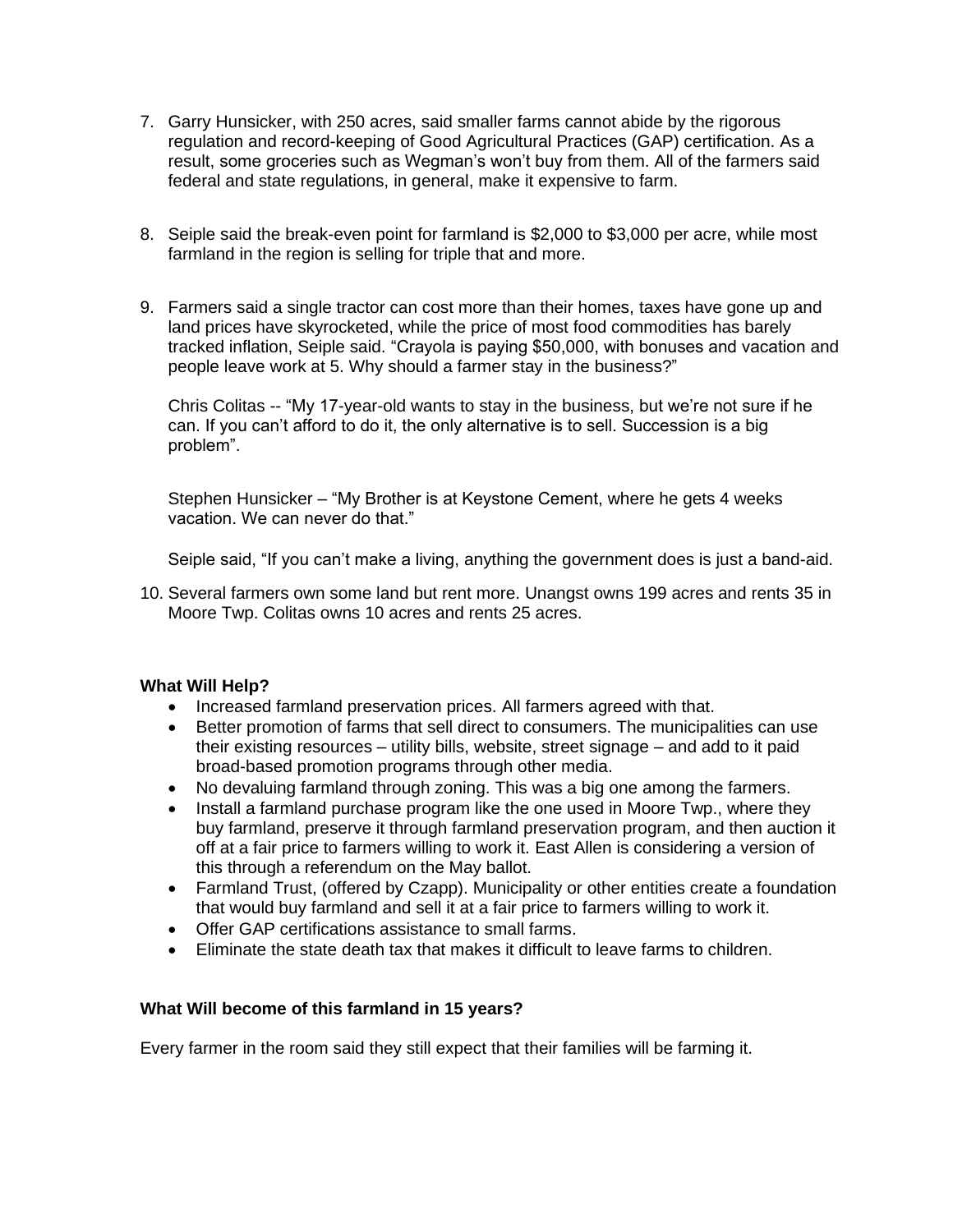7. Garry Hunsicker, with 250 acres, said smaller farms cannot abide by the rigorous regulation and record-keeping of Good Agricultural Practices (GAP) certification. As a result, some groceries such as Wegman's won't buy from them. All of the farmers said federal and state regulations, in general, make it expensive to farm.

8. Seiple said the break-even point for farmland is $2,000 to $3,000 per acre, while most farmland in the region is selling for triple that and more.

9. Farmers said a single tractor can cost more than their homes, taxes have gone up and land prices have skyrocketed, while the price of most food commodities has barely tracked inflation, Seiple said. "Crayola is paying $50,000, with bonuses and vacation and people leave work at 5. Why should a farmer stay in the business?"

   Chris Colitas -- "My 17-year-old wants to stay in the business, but we're not sure if he can. If you can't afford to do it, the only alternative is to sell. Succession is a big problem".

   Stephen Hunsicker – "My Brother is at Keystone Cement, where he gets 4 weeks vacation. We can never do that."

   Seiple said, "If you can't make a living, anything the government does is just a band-aid.

10. Several farmers own some land but rent more. Unangst owns 199 acres and rents 35 in Moore Twp. Colitas owns 10 acres and rents 25 acres.

**What Will Help?**

- Increased farmland preservation prices. All farmers agreed with that.
- Better promotion of farms that sell direct to consumers. The municipalities can use their existing resources – utility bills, website, street signage – and add to it paid broad-based promotion programs through other media.
- No devaluing farmland through zoning. This was a big one among the farmers.
- Install a farmland purchase program like the one used in Moore Twp., where they buy farmland, preserve it through farmland preservation program, and then auction it off at a fair price to farmers willing to work it. East Allen is considering a version of this through a referendum on the May ballot.
- Farmland Trust, (offered by Czapp). Municipality or other entities create a foundation that would buy farmland and sell it at a fair price to farmers willing to work it.
- Offer GAP certifications assistance to small farms.
- Eliminate the state death tax that makes it difficult to leave farms to children.

**What Will become of this farmland in 15 years?**

Every farmer in the room said they still expect that their families will be farming it.